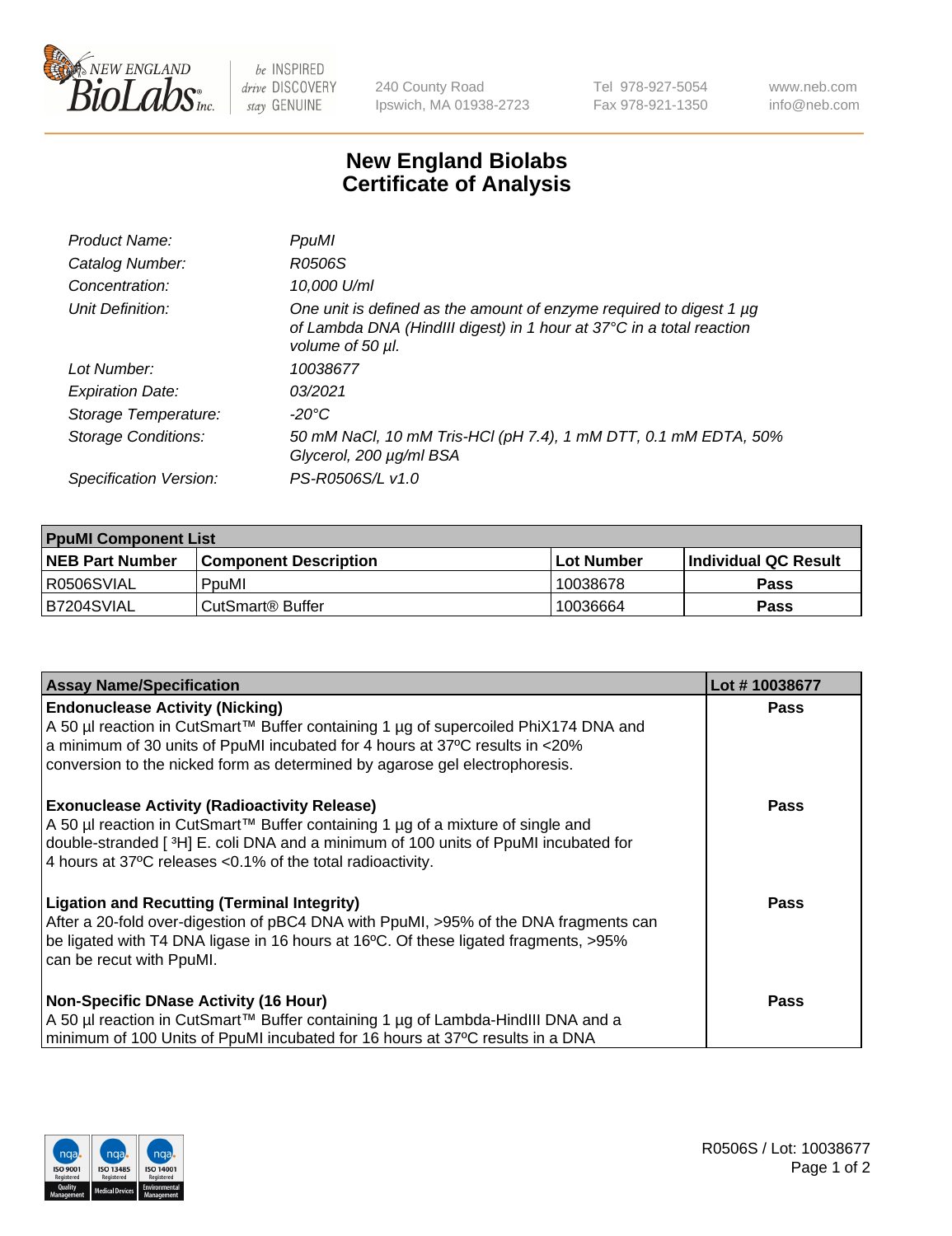New England BioLabs Inc. — be INSPIRED drive DISCOVERY stay GENUINE

240 County Road
Ipswich, MA 01938-2723

Tel 978-927-5054
Fax 978-921-1350

www.neb.com
info@neb.com

# New England Biolabs Certificate of Analysis

| | |
|---|---|
| *Product Name:* | *PpuMI* |
| *Catalog Number:* | *R0506S* |
| *Concentration:* | *10,000 U/ml* |
| *Unit Definition:* | *One unit is defined as the amount of enzyme required to digest 1 µg of Lambda DNA (HindIII digest) in 1 hour at 37°C in a total reaction volume of 50 µl.* |
| *Lot Number:* | *10038677* |
| *Expiration Date:* | *03/2021* |
| *Storage Temperature:* | *-20°C* |
| *Storage Conditions:* | *50 mM NaCl, 10 mM Tris-HCl (pH 7.4), 1 mM DTT, 0.1 mM EDTA, 50% Glycerol, 200 µg/ml BSA* |
| *Specification Version:* | *PS-R0506S/L v1.0* |

| **PpuMI Component List** | | | |
|---|---|---|---|
| **NEB Part Number** | **Component Description** | **Lot Number** | **Individual QC Result** |
| R0506SVIAL | PpuMI | 10038678 | **Pass** |
| B7204SVIAL | CutSmart® Buffer | 10036664 | **Pass** |

| **Assay Name/Specification** | **Lot # 10038677** |
|---|---|
| **Endonuclease Activity (Nicking)** A 50 µl reaction in CutSmart™ Buffer containing 1 µg of supercoiled PhiX174 DNA and a minimum of 30 units of PpuMI incubated for 4 hours at 37ºC results in <20% conversion to the nicked form as determined by agarose gel electrophoresis. | **Pass** |
| **Exonuclease Activity (Radioactivity Release)** A 50 µl reaction in CutSmart™ Buffer containing 1 µg of a mixture of single and double-stranded [ $^{3}$H] E. coli DNA and a minimum of 100 units of PpuMI incubated for 4 hours at 37ºC releases <0.1% of the total radioactivity. | **Pass** |
| **Ligation and Recutting (Terminal Integrity)** After a 20-fold over-digestion of pBC4 DNA with PpuMI, >95% of the DNA fragments can be ligated with T4 DNA ligase in 16 hours at 16ºC. Of these ligated fragments, >95% can be recut with PpuMI. | **Pass** |
| **Non-Specific DNase Activity (16 Hour)** A 50 µl reaction in CutSmart™ Buffer containing 1 µg of Lambda-HindIII DNA and a minimum of 100 Units of PpuMI incubated for 16 hours at 37ºC results in a DNA | **Pass** |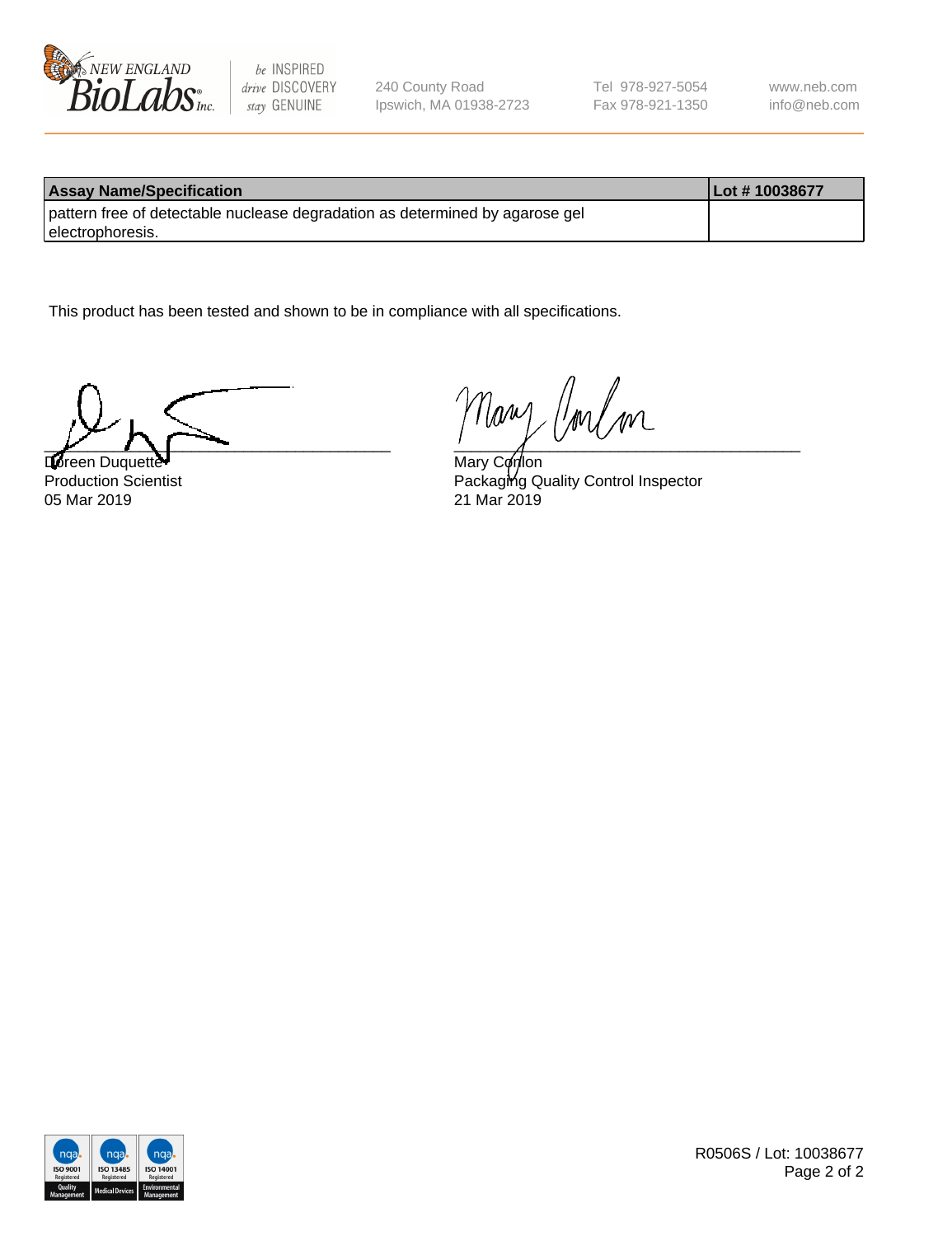| Assay Name/Specification | Lot # 10038677 |
| --- | --- |
| pattern free of detectable nuclease degradation as determined by agarose gel electrophoresis. | |

This product has been tested and shown to be in compliance with all specifications.

Doreen Duquette
Production Scientist
05 Mar 2019

Mary Conlon
Packaging Quality Control Inspector
21 Mar 2019

R0506S / Lot: 10038677